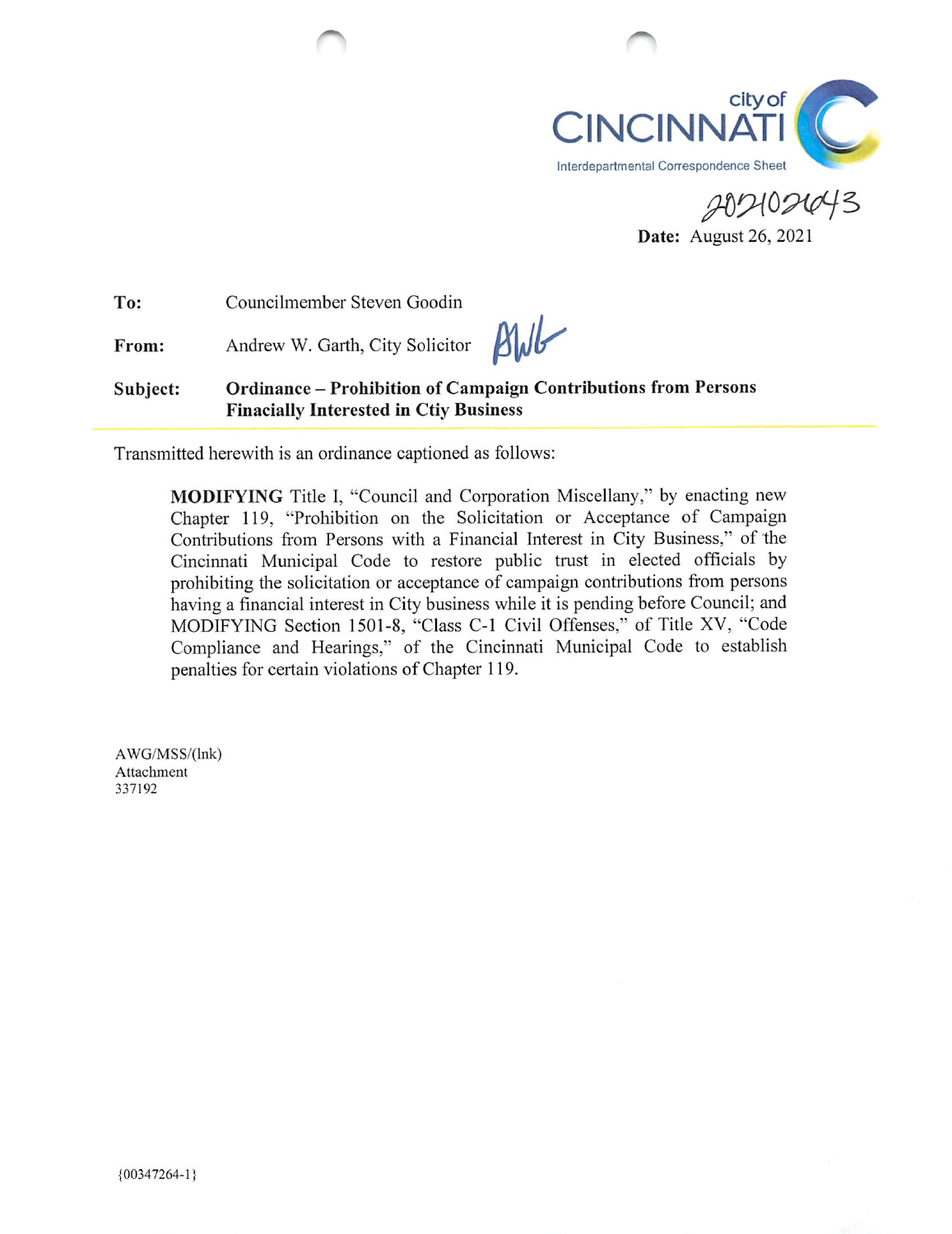city of CINCINNATI

Interdepartmental Correspondence Sheet

202102043

**Date:** August 26, 2021

**To:** Councilmember Steven Goodin

**From:** Andrew W. Garth, City Solicitor

**Subject:** **Ordinance – Prohibition of Campaign Contributions from Persons Finacially Interested in Ctiy Business**

Transmitted herewith is an ordinance captioned as follows:

> **MODIFYING** Title I, "Council and Corporation Miscellany," by enacting new Chapter 119, "Prohibition on the Solicitation or Acceptance of Campaign Contributions from Persons with a Financial Interest in City Business," of the Cincinnati Municipal Code to restore public trust in elected officials by prohibiting the solicitation or acceptance of campaign contributions from persons having a financial interest in City business while it is pending before Council; and MODIFYING Section 1501-8, "Class C-1 Civil Offenses," of Title XV, "Code Compliance and Hearings," of the Cincinnati Municipal Code to establish penalties for certain violations of Chapter 119.

AWG/MSS/(lnk)
Attachment
337192

{00347264-1}